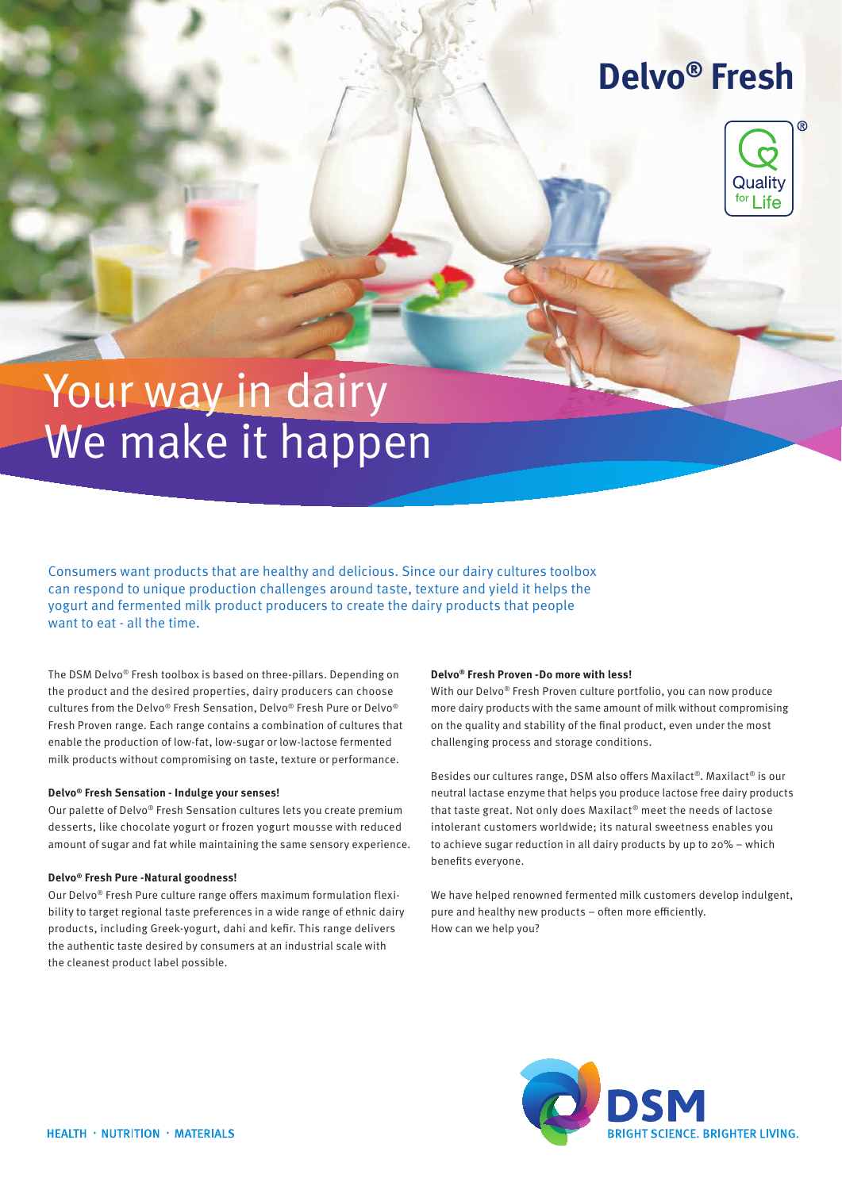# Delvo® Fresh

Quality for Life®

## Your way in dairy
## We make it happen

Consumers want products that are healthy and delicious. Since our dairy cultures toolbox can respond to unique production challenges around taste, texture and yield it helps the yogurt and fermented milk product producers to create the dairy products that people want to eat - all the time.

The DSM Delvo® Fresh toolbox is based on three-pillars. Depending on the product and the desired properties, dairy producers can choose cultures from the Delvo® Fresh Sensation, Delvo® Fresh Pure or Delvo® Fresh Proven range. Each range contains a combination of cultures that enable the production of low-fat, low-sugar or low-lactose fermented milk products without compromising on taste, texture or performance.

**Delvo® Fresh Sensation - Indulge your senses!**

Our palette of Delvo® Fresh Sensation cultures lets you create premium desserts, like chocolate yogurt or frozen yogurt mousse with reduced amount of sugar and fat while maintaining the same sensory experience.

**Delvo® Fresh Pure -Natural goodness!**

Our Delvo® Fresh Pure culture range offers maximum formulation flexibility to target regional taste preferences in a wide range of ethnic dairy products, including Greek-yogurt, dahi and kefir. This range delivers the authentic taste desired by consumers at an industrial scale with the cleanest product label possible.

**Delvo® Fresh Proven -Do more with less!**

With our Delvo® Fresh Proven culture portfolio, you can now produce more dairy products with the same amount of milk without compromising on the quality and stability of the final product, even under the most challenging process and storage conditions.

Besides our cultures range, DSM also offers Maxilact®. Maxilact® is our neutral lactase enzyme that helps you produce lactose free dairy products that taste great. Not only does Maxilact® meet the needs of lactose intolerant customers worldwide; its natural sweetness enables you to achieve sugar reduction in all dairy products by up to 20% – which benefits everyone.

We have helped renowned fermented milk customers develop indulgent, pure and healthy new products – often more efficiently.
How can we help you?

HEALTH · NUTRITION · MATERIALS

DSM
BRIGHT SCIENCE. BRIGHTER LIVING.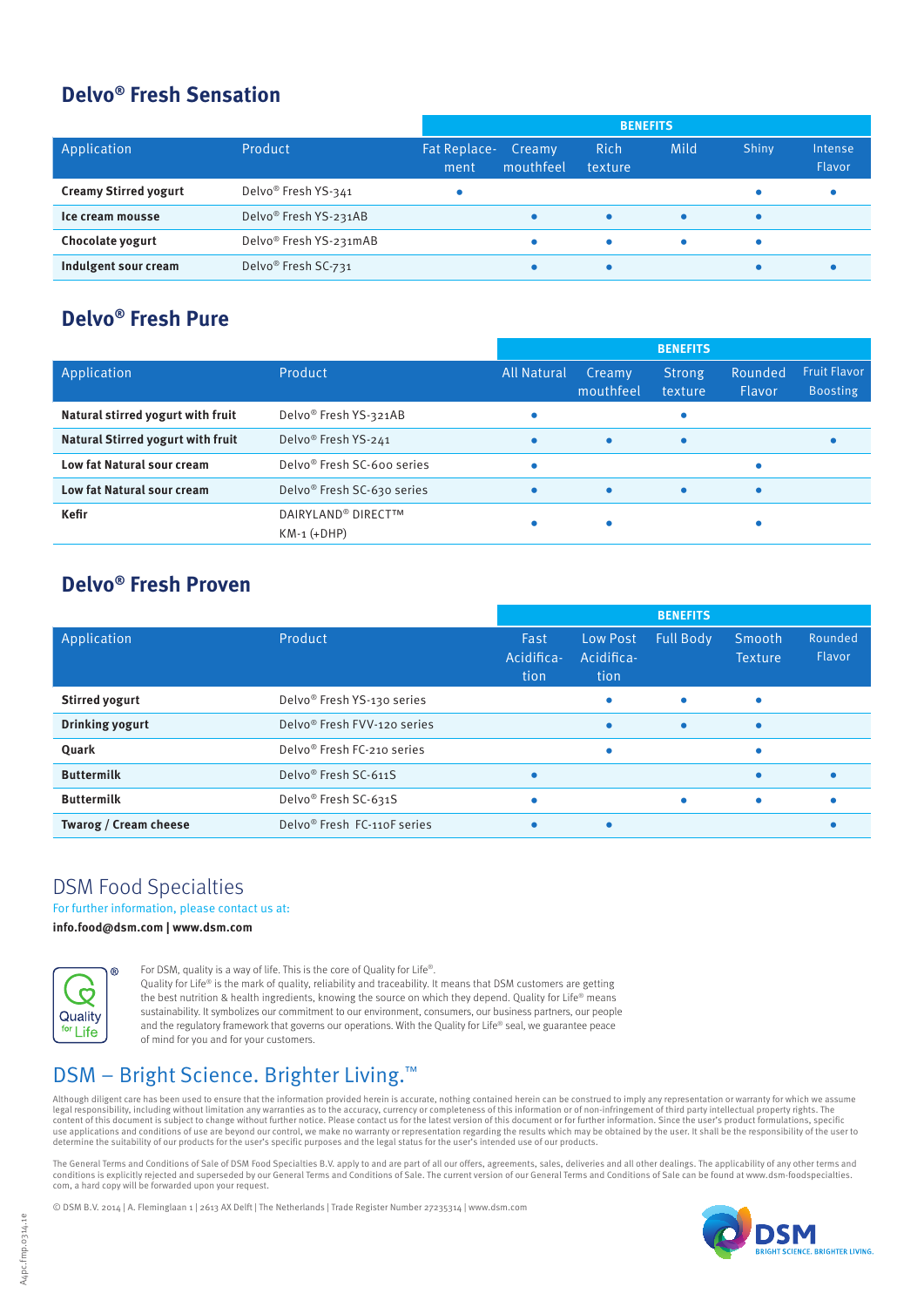## Delvo® Fresh Sensation

| Application | Product | BENEFITS Fat Replacement | Creamy mouthfeel | Rich texture | Mild | Shiny | Intense Flavor |
|---|---|---|---|---|---|---|---|
| **Creamy Stirred yogurt** | Delvo® Fresh YS-341 | • | | | | • | • |
| **Ice cream mousse** | Delvo® Fresh YS-231AB | | • | • | • | • | |
| **Chocolate yogurt** | Delvo® Fresh YS-231mAB | | • | • | • | • | |
| **Indulgent sour cream** | Delvo® Fresh SC-731 | | • | • | | • | • |

## Delvo® Fresh Pure

| Application | Product | BENEFITS All Natural | Creamy mouthfeel | Strong texture | Rounded Flavor | Fruit Flavor Boosting |
|---|---|---|---|---|---|---|
| **Natural stirred yogurt with fruit** | Delvo® Fresh YS-321AB | • | | • | | |
| **Natural Stirred yogurt with fruit** | Delvo® Fresh YS-241 | • | • | • | | • |
| **Low fat Natural sour cream** | Delvo® Fresh SC-600 series | • | | | • | |
| **Low fat Natural sour cream** | Delvo® Fresh SC-630 series | • | • | • | • | |
| **Kefir** | DAIRYLAND® DIRECT™ KM-1 (+DHP) | • | • | | • | |

## Delvo® Fresh Proven

| Application | Product | BENEFITS Fast Acidification | Low Post Acidification | Full Body | Smooth Texture | Rounded Flavor |
|---|---|---|---|---|---|---|
| **Stirred yogurt** | Delvo® Fresh YS-130 series | | • | • | • | |
| **Drinking yogurt** | Delvo® Fresh FVV-120 series | | • | • | • | |
| **Quark** | Delvo® Fresh FC-210 series | | • | | • | |
| **Buttermilk** | Delvo® Fresh SC-611S | • | | | • | • |
| **Buttermilk** | Delvo® Fresh SC-631S | • | | • | • | • |
| **Twarog / Cream cheese** | Delvo® Fresh FC-110F series | • | • | | | • |

# DSM Food Specialties

For further information, please contact us at:

**info.food@dsm.com | www.dsm.com**

Quality for Life®

For DSM, quality is a way of life. This is the core of Quality for Life®.
Quality for Life® is the mark of quality, reliability and traceability. It means that DSM customers are getting the best nutrition & health ingredients, knowing the source on which they depend. Quality for Life® means sustainability. It symbolizes our commitment to our environment, consumers, our business partners, our people and the regulatory framework that governs our operations. With the Quality for Life® seal, we guarantee peace of mind for you and for your customers.

## DSM – Bright Science. Brighter Living.™

Although diligent care has been used to ensure that the information provided herein is accurate, nothing contained herein can be construed to imply any representation or warranty for which we assume legal responsibility, including without limitation any warranties as to the accuracy, currency or completeness of this information or of non-infringement of third party intellectual property rights. The content of this document is subject to change without further notice. Please contact us for the latest version of this document or for further information. Since the user's product formulations, specific use applications and conditions of use are beyond our control, we make no warranty or representation regarding the results which may be obtained by the user. It shall be the responsibility of the user to determine the suitability of our products for the user's specific purposes and the legal status for the user's intended use of our products.

The General Terms and Conditions of Sale of DSM Food Specialties B.V. apply to and are part of all our offers, agreements, sales, deliveries and all other dealings. The applicability of any other terms and conditions is explicitly rejected and superseded by our General Terms and Conditions of Sale. The current version of our General Terms and Conditions of Sale can be found at www.dsm-foodspecialties.com, a hard copy will be forwarded upon your request.

© DSM B.V. 2014 | A. Fleminglaan 1 | 2613 AX Delft | The Netherlands | Trade Register Number 27235314 | www.dsm.com

DSM BRIGHT SCIENCE. BRIGHTER LIVING.

A4pc.fmp.0314.1e